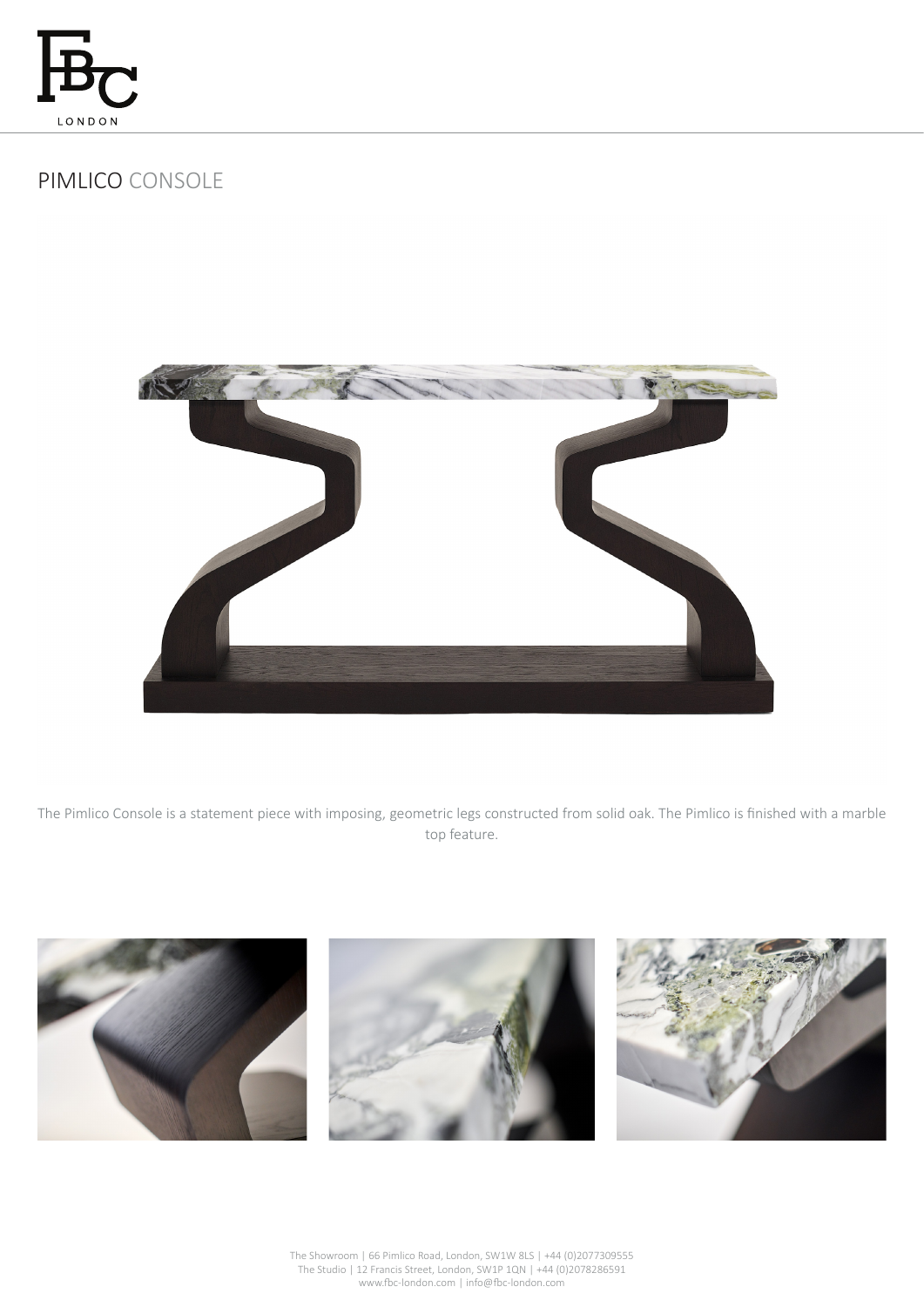# PIMLICO CONSOLE

The Pimlico Console is a statement piece with imposing, geometric legs constructed from solid oak. The Pimlico is finished with a marble top feature.

The Showroom | 66 Pimlico Road, London, SW1W 8LS | +44 (0)2077309555
The Studio | 12 Francis Street, London, SW1P 1QN | +44 (0)2078286591
www.fbc-london.com | info@fbc-london.com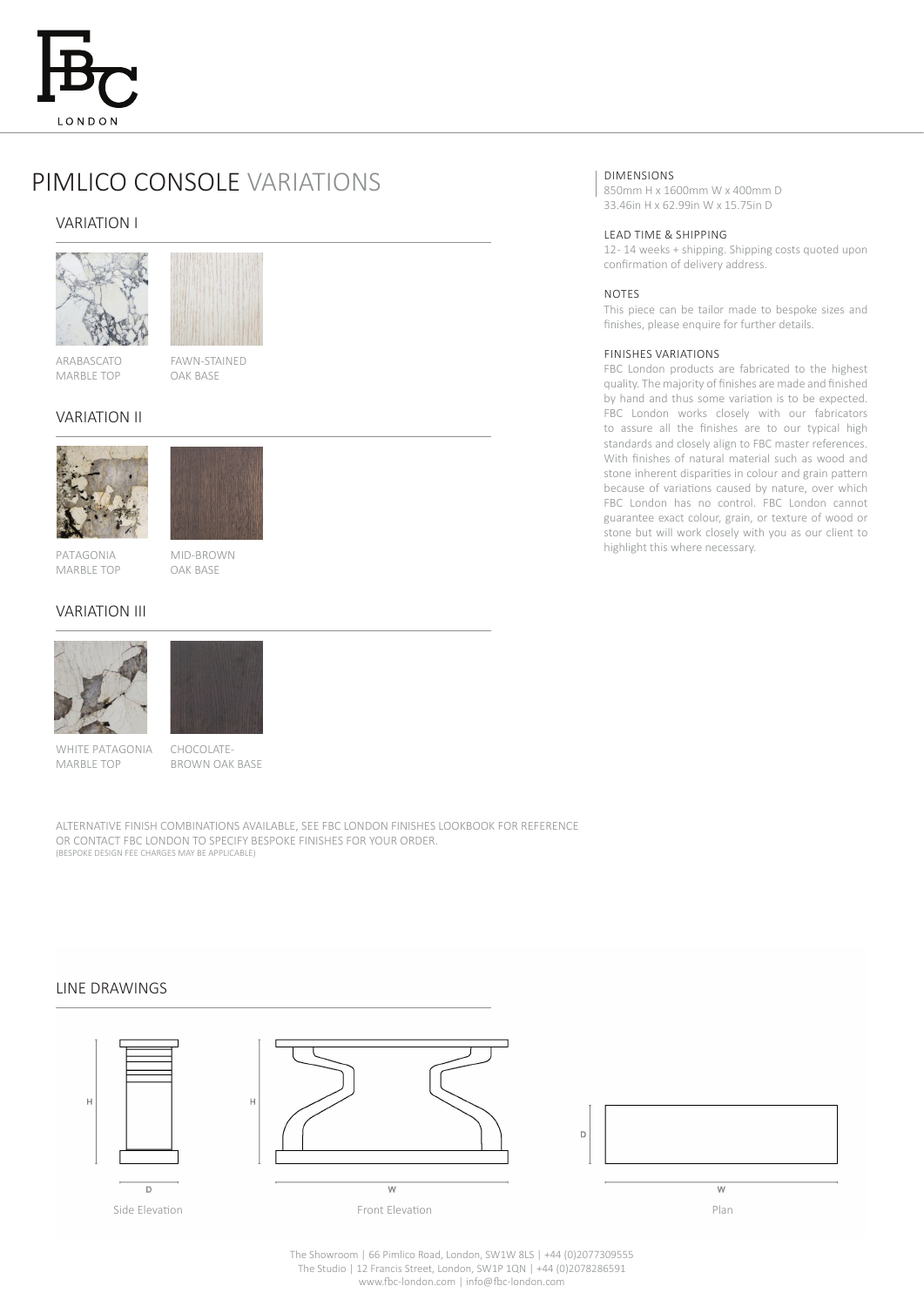# PIMLICO CONSOLE VARIATIONS

## VARIATION I

ARABASCATO MARBLE TOP

FAWN-STAINED OAK BASE

## VARIATION II

PATAGONIA MARBLE TOP

MID-BROWN OAK BASE

## VARIATION III

WHITE PATAGONIA MARBLE TOP

CHOCOLATE-BROWN OAK BASE

ALTERNATIVE FINISH COMBINATIONS AVAILABLE, SEE FBC LONDON FINISHES LOOKBOOK FOR REFERENCE OR CONTACT FBC LONDON TO SPECIFY BESPOKE FINISHES FOR YOUR ORDER.
(BESPOKE DESIGN FEE CHARGES MAY BE APPLICABLE)

### DIMENSIONS

850mm H x 1600mm W x 400mm D
33.46in H x 62.99in W x 15.75in D

### LEAD TIME & SHIPPING

12- 14 weeks + shipping. Shipping costs quoted upon confirmation of delivery address.

### NOTES

This piece can be tailor made to bespoke sizes and finishes, please enquire for further details.

### FINISHES VARIATIONS

FBC London products are fabricated to the highest quality. The majority of finishes are made and finished by hand and thus some variation is to be expected. FBC London works closely with our fabricators to assure all the finishes are to our typical high standards and closely align to FBC master references. With finishes of natural material such as wood and stone inherent disparities in colour and grain pattern because of variations caused by nature, over which FBC London has no control. FBC London cannot guarantee exact colour, grain, or texture of wood or stone but will work closely with you as our client to highlight this where necessary.

## LINE DRAWINGS

H

D

Side Elevation

H

W

Front Elevation

D

W

Plan

The Showroom | 66 Pimlico Road, London, SW1W 8LS | +44 (0)2077309555
The Studio | 12 Francis Street, London, SW1P 1QN | +44 (0)2078286591
www.fbc-london.com | info@fbc-london.com